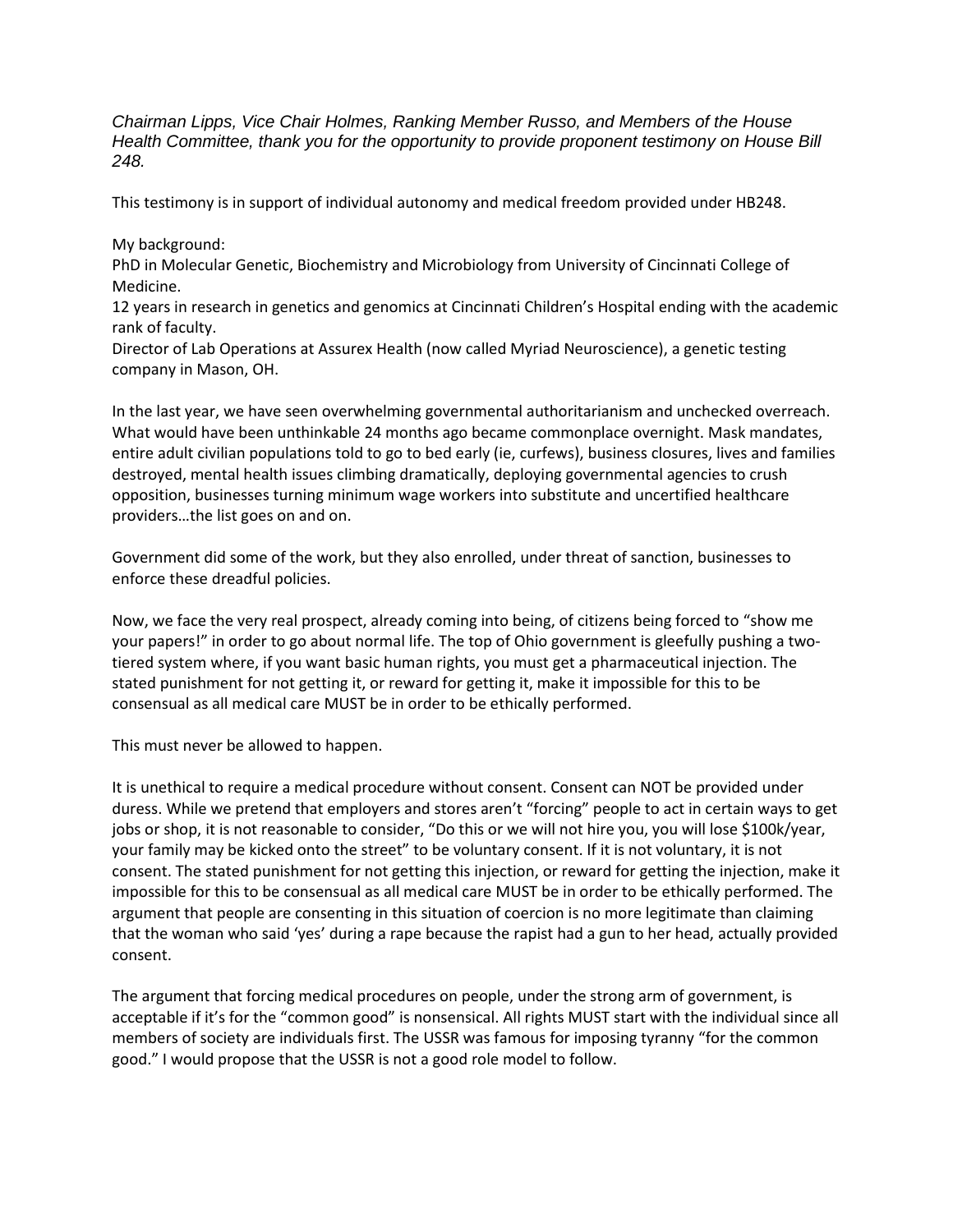*Chairman Lipps, Vice Chair Holmes, Ranking Member Russo, and Members of the House Health Committee, thank you for the opportunity to provide proponent testimony on House Bill 248.*

This testimony is in support of individual autonomy and medical freedom provided under HB248.

My background:
PhD in Molecular Genetic, Biochemistry and Microbiology from University of Cincinnati College of Medicine.
12 years in research in genetics and genomics at Cincinnati Children's Hospital ending with the academic rank of faculty.
Director of Lab Operations at Assurex Health (now called Myriad Neuroscience), a genetic testing company in Mason, OH.

In the last year, we have seen overwhelming governmental authoritarianism and unchecked overreach. What would have been unthinkable 24 months ago became commonplace overnight. Mask mandates, entire adult civilian populations told to go to bed early (ie, curfews), business closures, lives and families destroyed, mental health issues climbing dramatically, deploying governmental agencies to crush opposition, businesses turning minimum wage workers into substitute and uncertified healthcare providers…the list goes on and on.

Government did some of the work, but they also enrolled, under threat of sanction, businesses to enforce these dreadful policies.

Now, we face the very real prospect, already coming into being, of citizens being forced to "show me your papers!" in order to go about normal life. The top of Ohio government is gleefully pushing a two-tiered system where, if you want basic human rights, you must get a pharmaceutical injection. The stated punishment for not getting it, or reward for getting it, make it impossible for this to be consensual as all medical care MUST be in order to be ethically performed.

This must never be allowed to happen.

It is unethical to require a medical procedure without consent. Consent can NOT be provided under duress. While we pretend that employers and stores aren't "forcing" people to act in certain ways to get jobs or shop, it is not reasonable to consider, "Do this or we will not hire you, you will lose $100k/year, your family may be kicked onto the street" to be voluntary consent. If it is not voluntary, it is not consent. The stated punishment for not getting this injection, or reward for getting the injection, make it impossible for this to be consensual as all medical care MUST be in order to be ethically performed. The argument that people are consenting in this situation of coercion is no more legitimate than claiming that the woman who said 'yes' during a rape because the rapist had a gun to her head, actually provided consent.

The argument that forcing medical procedures on people, under the strong arm of government, is acceptable if it's for the "common good" is nonsensical. All rights MUST start with the individual since all members of society are individuals first. The USSR was famous for imposing tyranny "for the common good." I would propose that the USSR is not a good role model to follow.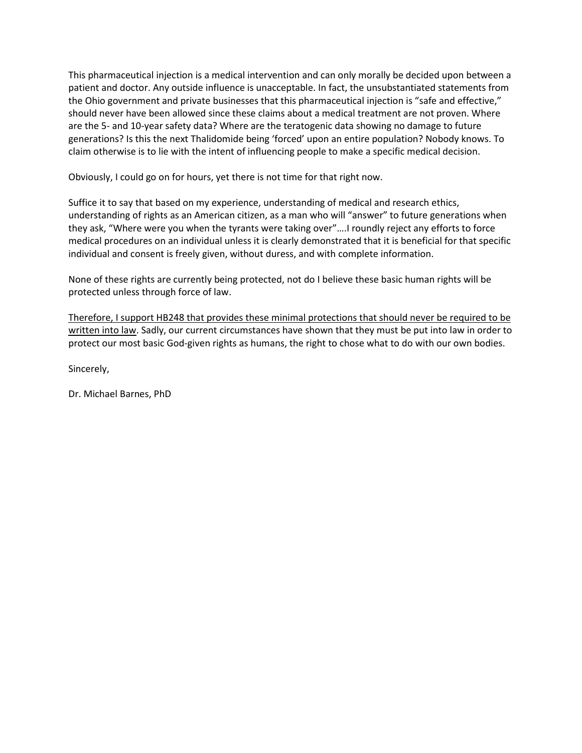This pharmaceutical injection is a medical intervention and can only morally be decided upon between a patient and doctor. Any outside influence is unacceptable. In fact, the unsubstantiated statements from the Ohio government and private businesses that this pharmaceutical injection is "safe and effective," should never have been allowed since these claims about a medical treatment are not proven. Where are the 5- and 10-year safety data? Where are the teratogenic data showing no damage to future generations? Is this the next Thalidomide being 'forced' upon an entire population? Nobody knows. To claim otherwise is to lie with the intent of influencing people to make a specific medical decision.

Obviously, I could go on for hours, yet there is not time for that right now.

Suffice it to say that based on my experience, understanding of medical and research ethics, understanding of rights as an American citizen, as a man who will "answer" to future generations when they ask, "Where were you when the tyrants were taking over"….I roundly reject any efforts to force medical procedures on an individual unless it is clearly demonstrated that it is beneficial for that specific individual and consent is freely given, without duress, and with complete information.

None of these rights are currently being protected, not do I believe these basic human rights will be protected unless through force of law.

<u>Therefore, I support HB248 that provides these minimal protections that should never be required to be written into law</u>. Sadly, our current circumstances have shown that they must be put into law in order to protect our most basic God-given rights as humans, the right to chose what to do with our own bodies.

Sincerely,

Dr. Michael Barnes, PhD